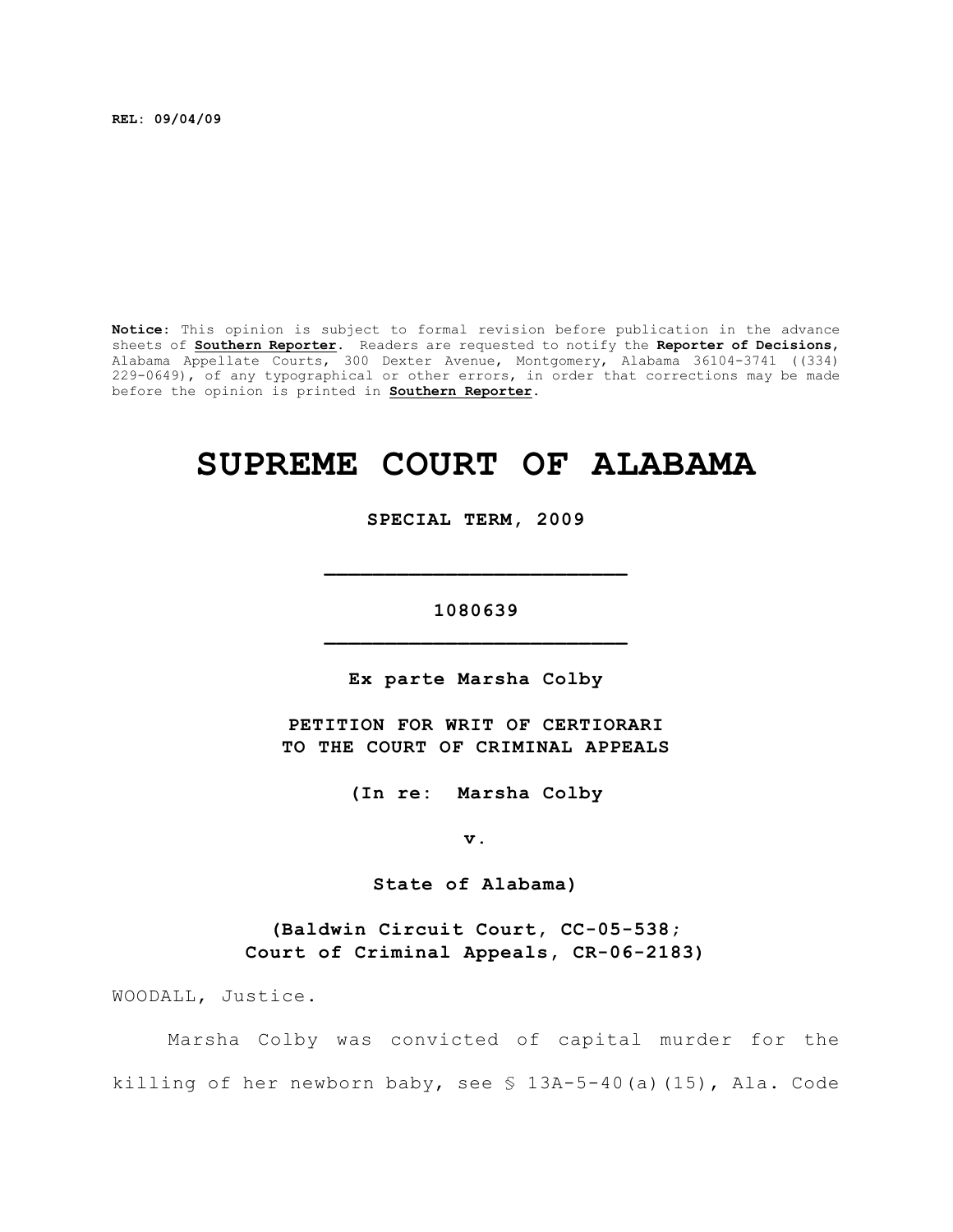**REL: 09/04/09**

**Notice:** This opinion is subject to formal revision before publication in the advance sheets of **Southern Reporter**. Readers are requested to notify the **Reporter of Decisions**, Alabama Appellate Courts, 300 Dexter Avenue, Montgomery, Alabama 36104-3741 ((334) 229-0649), of any typographical or other errors, in order that corrections may be made before the opinion is printed in **Southern Reporter**.

# SUPREME COURT OF ALABAMA

**SPECIAL TERM, 2009**

---

**1080639**

---

**Ex parte Marsha Colby**

**PETITION FOR WRIT OF CERTIORARI TO THE COURT OF CRIMINAL APPEALS**

**(In re: Marsha Colby**

**v.**

**State of Alabama)**

**(Baldwin Circuit Court, CC-05-538; Court of Criminal Appeals, CR-06-2183)**

WOODALL, Justice.

Marsha Colby was convicted of capital murder for the killing of her newborn baby, see § 13A-5-40(a)(15), Ala. Code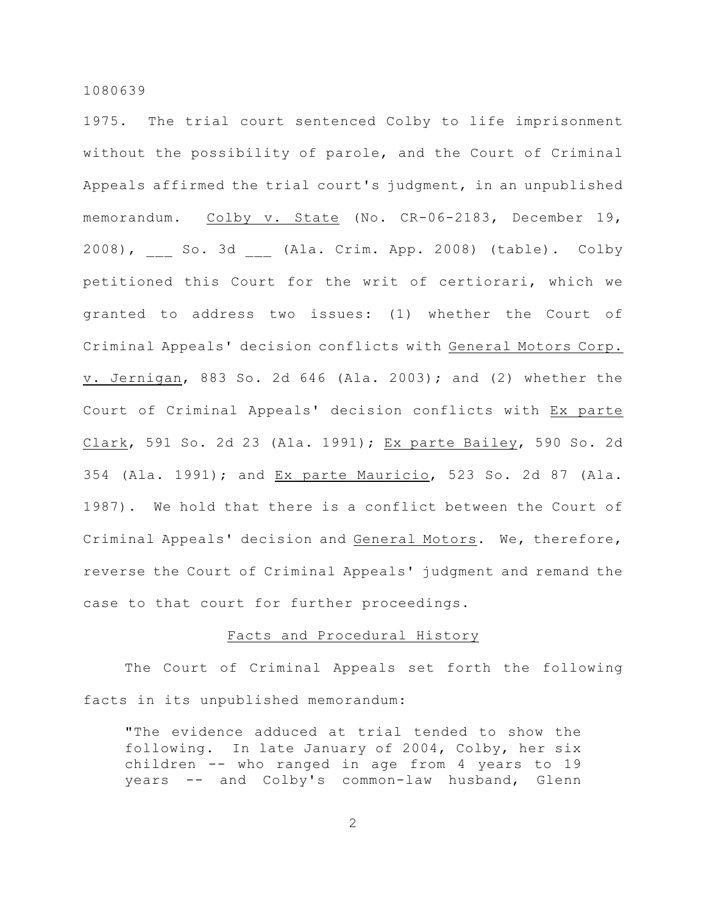1975. The trial court sentenced Colby to life imprisonment without the possibility of parole, and the Court of Criminal Appeals affirmed the trial court's judgment, in an unpublished memorandum. Colby v. State (No. CR-06-2183, December 19, 2008), ___ So. 3d ___ (Ala. Crim. App. 2008) (table). Colby petitioned this Court for the writ of certiorari, which we granted to address two issues: (1) whether the Court of Criminal Appeals' decision conflicts with General Motors Corp. v. Jernigan, 883 So. 2d 646 (Ala. 2003); and (2) whether the Court of Criminal Appeals' decision conflicts with Ex parte Clark, 591 So. 2d 23 (Ala. 1991); Ex parte Bailey, 590 So. 2d 354 (Ala. 1991); and Ex parte Mauricio, 523 So. 2d 87 (Ala. 1987). We hold that there is a conflict between the Court of Criminal Appeals' decision and General Motors. We, therefore, reverse the Court of Criminal Appeals' judgment and remand the case to that court for further proceedings.

## Facts and Procedural History

The Court of Criminal Appeals set forth the following facts in its unpublished memorandum:

> "The evidence adduced at trial tended to show the following. In late January of 2004, Colby, her six children -- who ranged in age from 4 years to 19 years -- and Colby's common-law husband, Glenn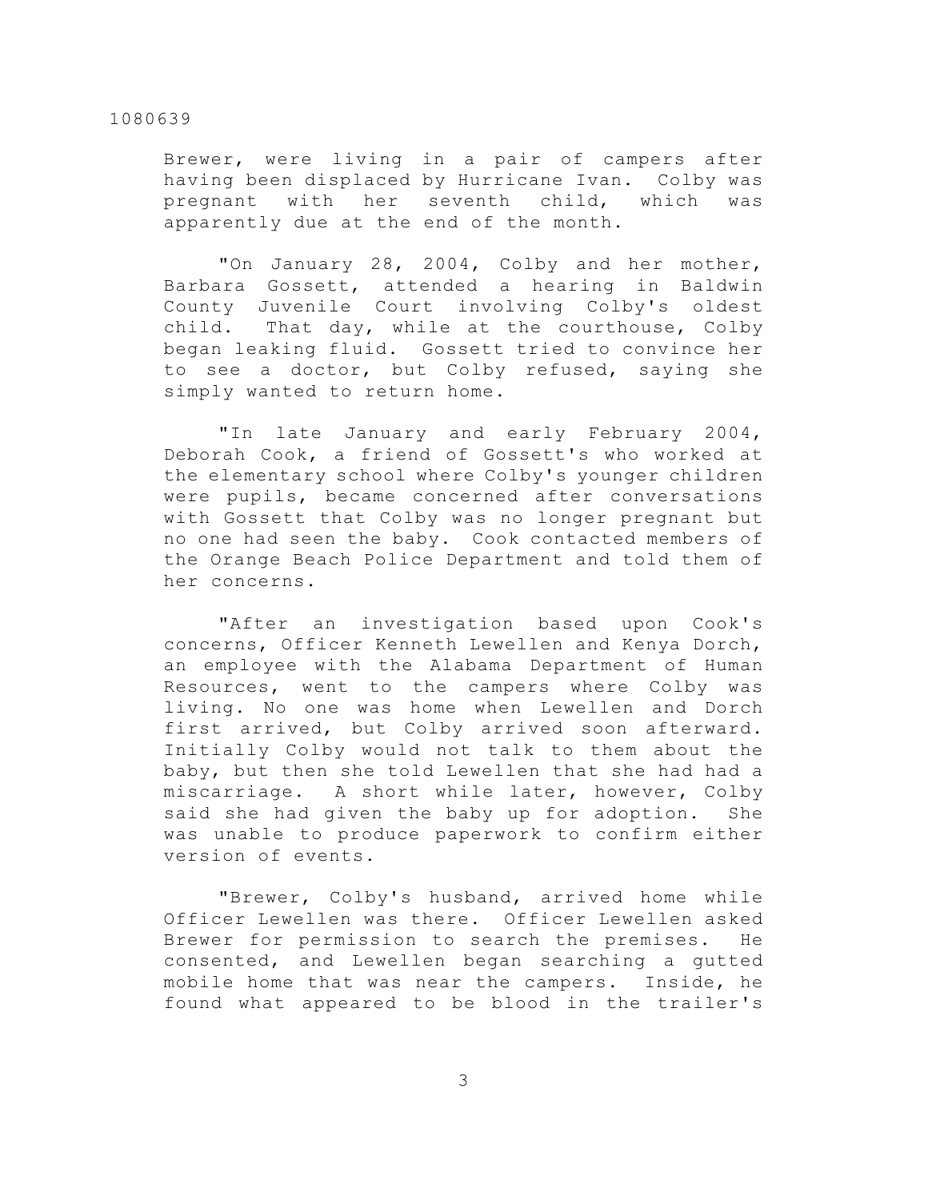Brewer, were living in a pair of campers after having been displaced by Hurricane Ivan. Colby was pregnant with her seventh child, which was apparently due at the end of the month.

"On January 28, 2004, Colby and her mother, Barbara Gossett, attended a hearing in Baldwin County Juvenile Court involving Colby's oldest child. That day, while at the courthouse, Colby began leaking fluid. Gossett tried to convince her to see a doctor, but Colby refused, saying she simply wanted to return home.

"In late January and early February 2004, Deborah Cook, a friend of Gossett's who worked at the elementary school where Colby's younger children were pupils, became concerned after conversations with Gossett that Colby was no longer pregnant but no one had seen the baby. Cook contacted members of the Orange Beach Police Department and told them of her concerns.

"After an investigation based upon Cook's concerns, Officer Kenneth Lewellen and Kenya Dorch, an employee with the Alabama Department of Human Resources, went to the campers where Colby was living. No one was home when Lewellen and Dorch first arrived, but Colby arrived soon afterward. Initially Colby would not talk to them about the baby, but then she told Lewellen that she had had a miscarriage. A short while later, however, Colby said she had given the baby up for adoption. She was unable to produce paperwork to confirm either version of events.

"Brewer, Colby's husband, arrived home while Officer Lewellen was there. Officer Lewellen asked Brewer for permission to search the premises. He consented, and Lewellen began searching a gutted mobile home that was near the campers. Inside, he found what appeared to be blood in the trailer's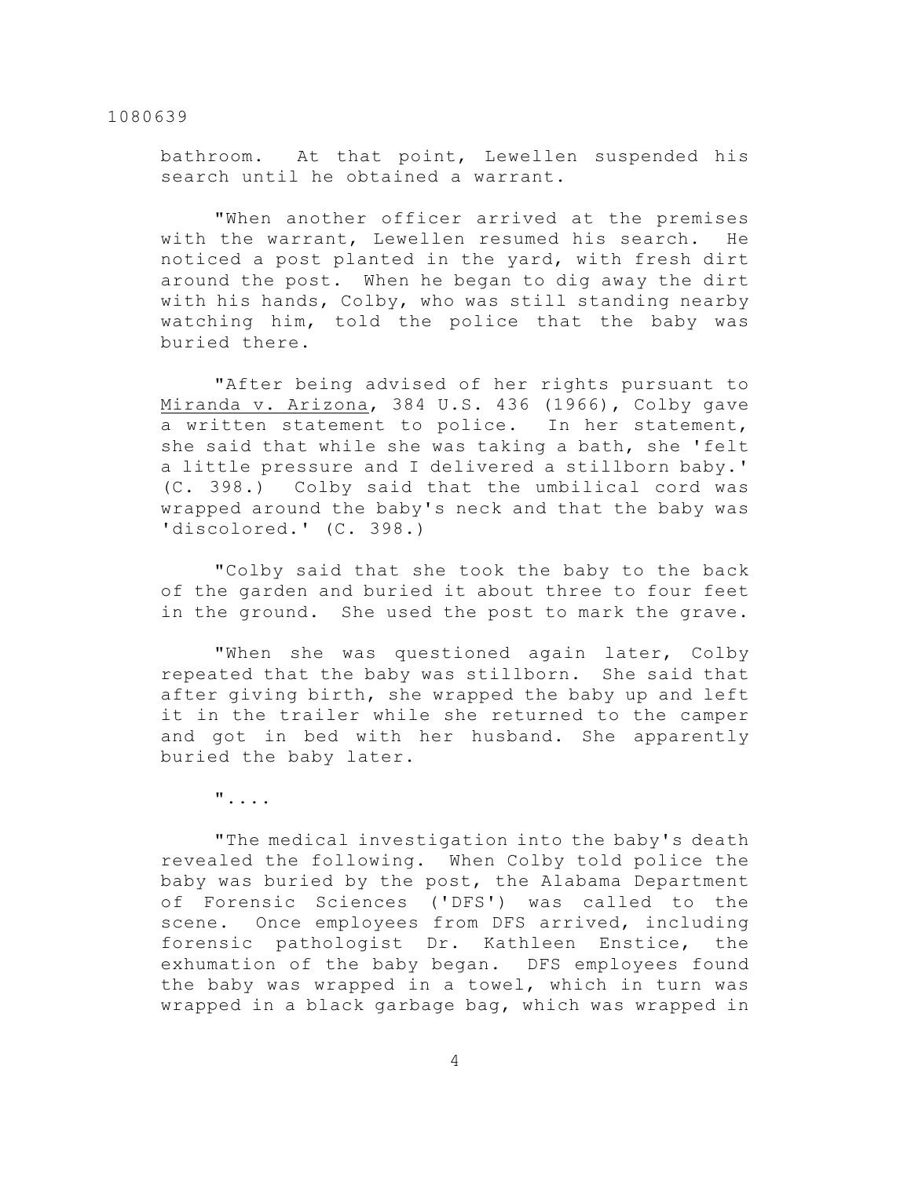bathroom. At that point, Lewellen suspended his search until he obtained a warrant.

"When another officer arrived at the premises with the warrant, Lewellen resumed his search. He noticed a post planted in the yard, with fresh dirt around the post. When he began to dig away the dirt with his hands, Colby, who was still standing nearby watching him, told the police that the baby was buried there.

"After being advised of her rights pursuant to Miranda v. Arizona, 384 U.S. 436 (1966), Colby gave a written statement to police. In her statement, she said that while she was taking a bath, she 'felt a little pressure and I delivered a stillborn baby.' (C. 398.) Colby said that the umbilical cord was wrapped around the baby's neck and that the baby was 'discolored.' (C. 398.)

"Colby said that she took the baby to the back of the garden and buried it about three to four feet in the ground. She used the post to mark the grave.

"When she was questioned again later, Colby repeated that the baby was stillborn. She said that after giving birth, she wrapped the baby up and left it in the trailer while she returned to the camper and got in bed with her husband. She apparently buried the baby later.

"....

"The medical investigation into the baby's death revealed the following. When Colby told police the baby was buried by the post, the Alabama Department of Forensic Sciences ('DFS') was called to the scene. Once employees from DFS arrived, including forensic pathologist Dr. Kathleen Enstice, the exhumation of the baby began. DFS employees found the baby was wrapped in a towel, which in turn was wrapped in a black garbage bag, which was wrapped in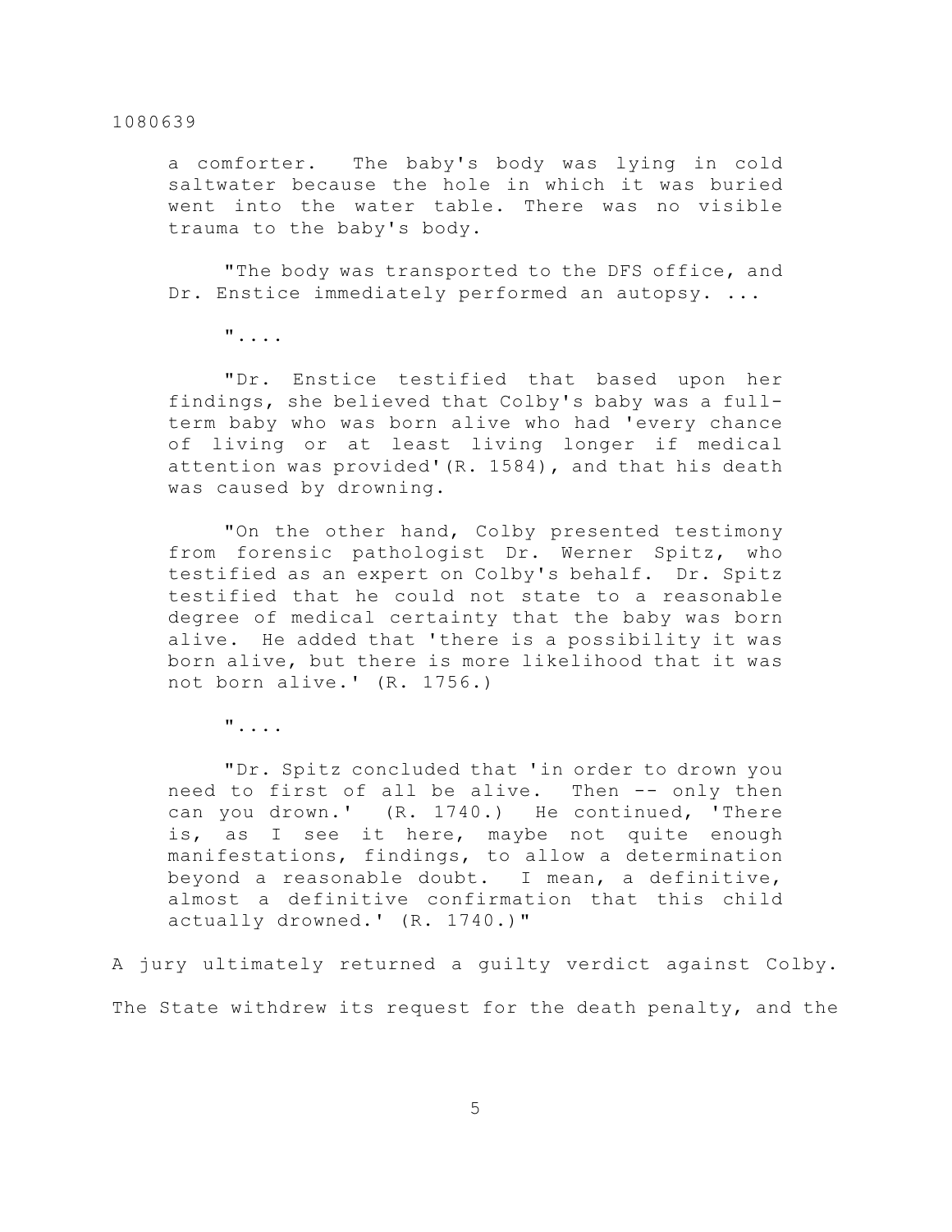a comforter. The baby's body was lying in cold saltwater because the hole in which it was buried went into the water table. There was no visible trauma to the baby's body.

"The body was transported to the DFS office, and Dr. Enstice immediately performed an autopsy. ...

"....

"Dr. Enstice testified that based upon her findings, she believed that Colby's baby was a full-term baby who was born alive who had 'every chance of living or at least living longer if medical attention was provided'(R. 1584), and that his death was caused by drowning.

"On the other hand, Colby presented testimony from forensic pathologist Dr. Werner Spitz, who testified as an expert on Colby's behalf. Dr. Spitz testified that he could not state to a reasonable degree of medical certainty that the baby was born alive. He added that 'there is a possibility it was born alive, but there is more likelihood that it was not born alive.' (R. 1756.)

"....

"Dr. Spitz concluded that 'in order to drown you need to first of all be alive. Then -- only then can you drown.' (R. 1740.) He continued, 'There is, as I see it here, maybe not quite enough manifestations, findings, to allow a determination beyond a reasonable doubt. I mean, a definitive, almost a definitive confirmation that this child actually drowned.' (R. 1740.)"

A jury ultimately returned a guilty verdict against Colby. The State withdrew its request for the death penalty, and the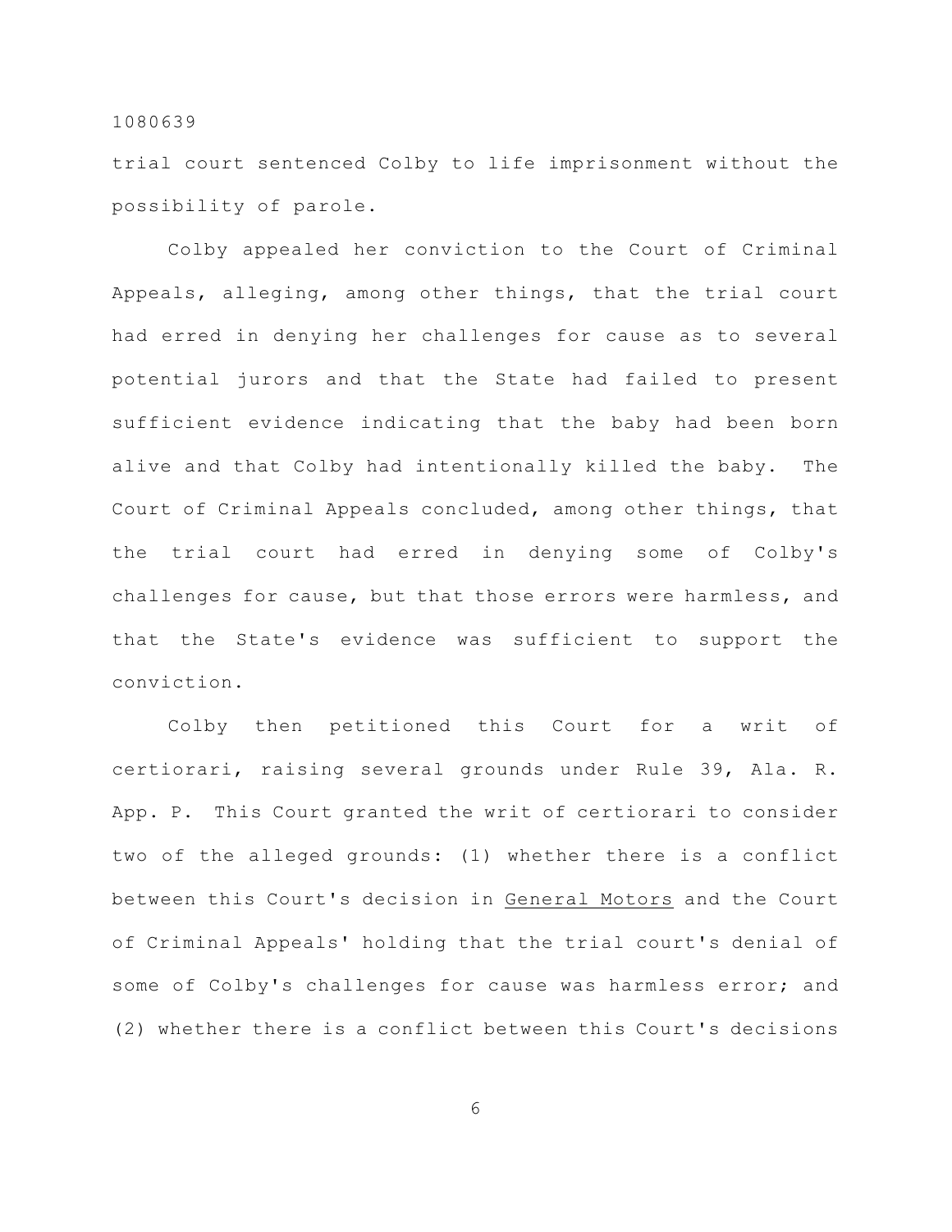trial court sentenced Colby to life imprisonment without the possibility of parole.

Colby appealed her conviction to the Court of Criminal Appeals, alleging, among other things, that the trial court had erred in denying her challenges for cause as to several potential jurors and that the State had failed to present sufficient evidence indicating that the baby had been born alive and that Colby had intentionally killed the baby. The Court of Criminal Appeals concluded, among other things, that the trial court had erred in denying some of Colby's challenges for cause, but that those errors were harmless, and that the State's evidence was sufficient to support the conviction.

Colby then petitioned this Court for a writ of certiorari, raising several grounds under Rule 39, Ala. R. App. P. This Court granted the writ of certiorari to consider two of the alleged grounds: (1) whether there is a conflict between this Court's decision in General Motors and the Court of Criminal Appeals' holding that the trial court's denial of some of Colby's challenges for cause was harmless error; and (2) whether there is a conflict between this Court's decisions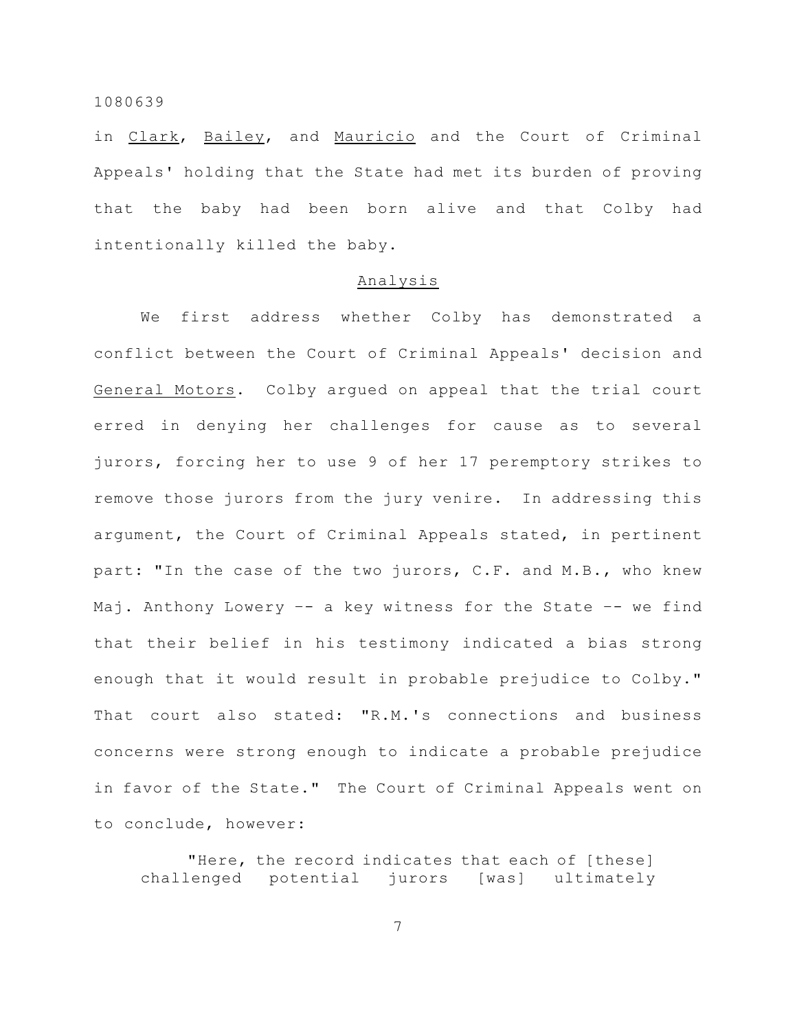in Clark, Bailey, and Mauricio and the Court of Criminal Appeals' holding that the State had met its burden of proving that the baby had been born alive and that Colby had intentionally killed the baby.

## Analysis

We first address whether Colby has demonstrated a conflict between the Court of Criminal Appeals' decision and General Motors. Colby argued on appeal that the trial court erred in denying her challenges for cause as to several jurors, forcing her to use 9 of her 17 peremptory strikes to remove those jurors from the jury venire. In addressing this argument, the Court of Criminal Appeals stated, in pertinent part: "In the case of the two jurors, C.F. and M.B., who knew Maj. Anthony Lowery -- a key witness for the State -- we find that their belief in his testimony indicated a bias strong enough that it would result in probable prejudice to Colby." That court also stated: "R.M.'s connections and business concerns were strong enough to indicate a probable prejudice in favor of the State." The Court of Criminal Appeals went on to conclude, however:

> "Here, the record indicates that each of [these] challenged potential jurors [was] ultimately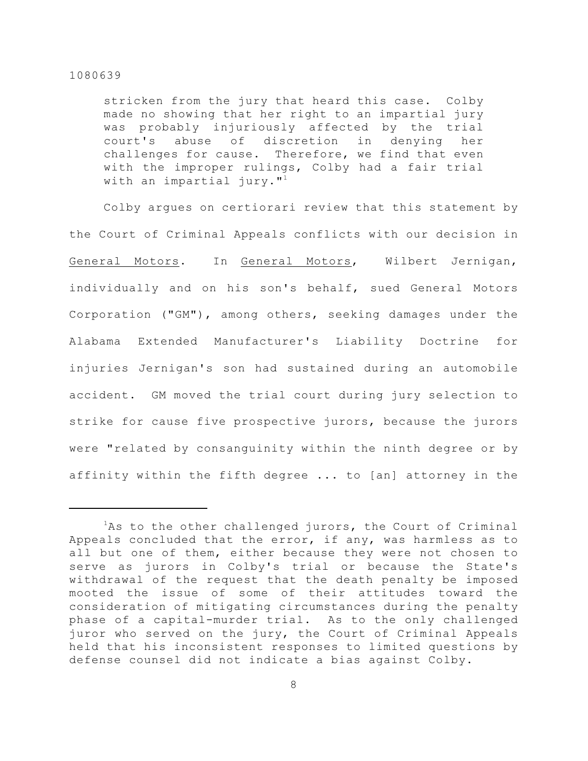stricken from the jury that heard this case. Colby made no showing that her right to an impartial jury was probably injuriously affected by the trial court's abuse of discretion in denying her challenges for cause. Therefore, we find that even with the improper rulings, Colby had a fair trial with an impartial jury."[1]

Colby argues on certiorari review that this statement by the Court of Criminal Appeals conflicts with our decision in General Motors. In General Motors, Wilbert Jernigan, individually and on his son's behalf, sued General Motors Corporation ("GM"), among others, seeking damages under the Alabama Extended Manufacturer's Liability Doctrine for injuries Jernigan's son had sustained during an automobile accident. GM moved the trial court during jury selection to strike for cause five prospective jurors, because the jurors were "related by consanguinity within the ninth degree or by affinity within the fifth degree ... to [an] attorney in the

---

[1]As to the other challenged jurors, the Court of Criminal Appeals concluded that the error, if any, was harmless as to all but one of them, either because they were not chosen to serve as jurors in Colby's trial or because the State's withdrawal of the request that the death penalty be imposed mooted the issue of some of their attitudes toward the consideration of mitigating circumstances during the penalty phase of a capital-murder trial. As to the only challenged juror who served on the jury, the Court of Criminal Appeals held that his inconsistent responses to limited questions by defense counsel did not indicate a bias against Colby.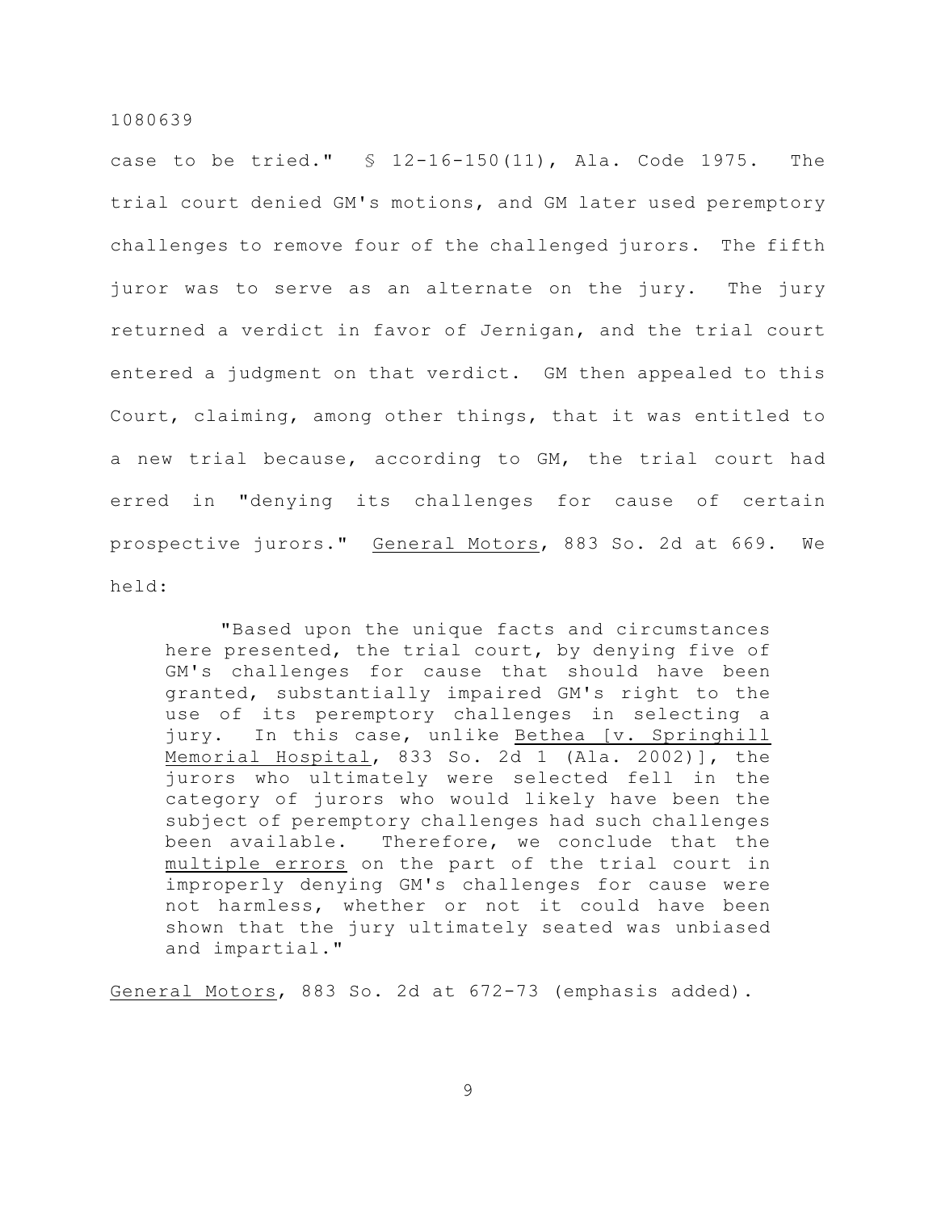case to be tried." § 12-16-150(11), Ala. Code 1975. The trial court denied GM's motions, and GM later used peremptory challenges to remove four of the challenged jurors. The fifth juror was to serve as an alternate on the jury. The jury returned a verdict in favor of Jernigan, and the trial court entered a judgment on that verdict. GM then appealed to this Court, claiming, among other things, that it was entitled to a new trial because, according to GM, the trial court had erred in "denying its challenges for cause of certain prospective jurors." General Motors, 883 So. 2d at 669. We held:

> "Based upon the unique facts and circumstances here presented, the trial court, by denying five of GM's challenges for cause that should have been granted, substantially impaired GM's right to the use of its peremptory challenges in selecting a jury. In this case, unlike Bethea [v. Springhill Memorial Hospital, 833 So. 2d 1 (Ala. 2002)], the jurors who ultimately were selected fell in the category of jurors who would likely have been the subject of peremptory challenges had such challenges been available. Therefore, we conclude that the multiple errors on the part of the trial court in improperly denying GM's challenges for cause were not harmless, whether or not it could have been shown that the jury ultimately seated was unbiased and impartial."

General Motors, 883 So. 2d at 672-73 (emphasis added).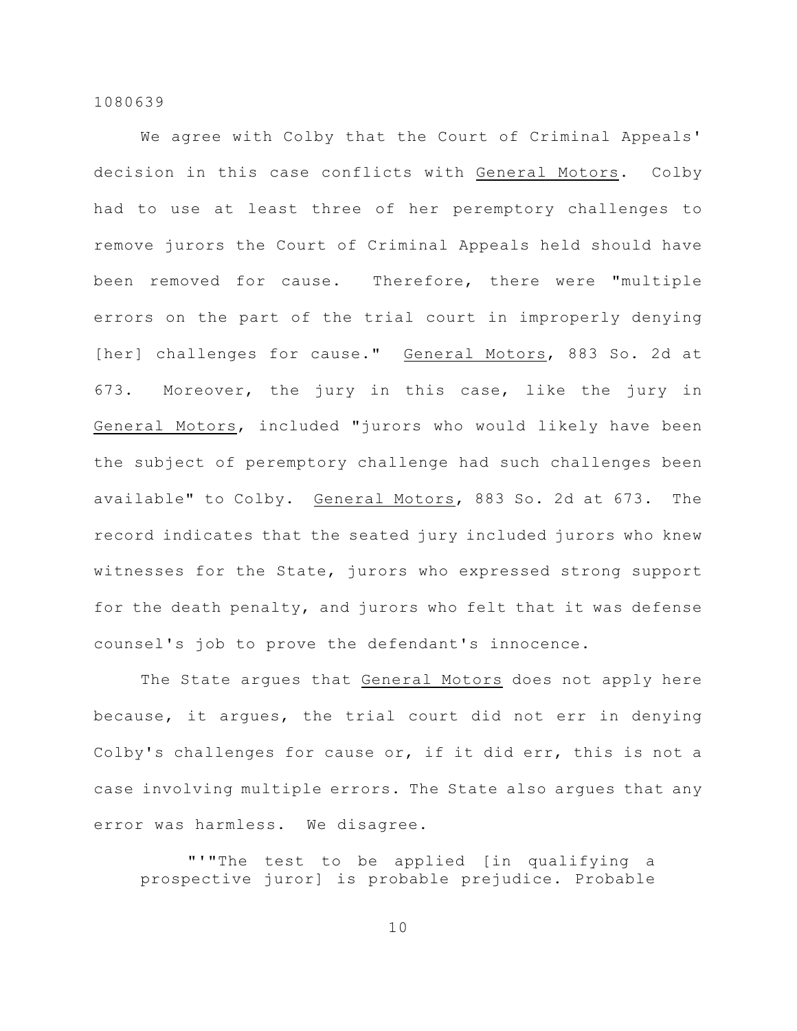We agree with Colby that the Court of Criminal Appeals' decision in this case conflicts with General Motors. Colby had to use at least three of her peremptory challenges to remove jurors the Court of Criminal Appeals held should have been removed for cause. Therefore, there were "multiple errors on the part of the trial court in improperly denying [her] challenges for cause." General Motors, 883 So. 2d at 673. Moreover, the jury in this case, like the jury in General Motors, included "jurors who would likely have been the subject of peremptory challenge had such challenges been available" to Colby. General Motors, 883 So. 2d at 673. The record indicates that the seated jury included jurors who knew witnesses for the State, jurors who expressed strong support for the death penalty, and jurors who felt that it was defense counsel's job to prove the defendant's innocence.

The State argues that General Motors does not apply here because, it argues, the trial court did not err in denying Colby's challenges for cause or, if it did err, this is not a case involving multiple errors. The State also argues that any error was harmless. We disagree.

> "'"The test to be applied [in qualifying a prospective juror] is probable prejudice. Probable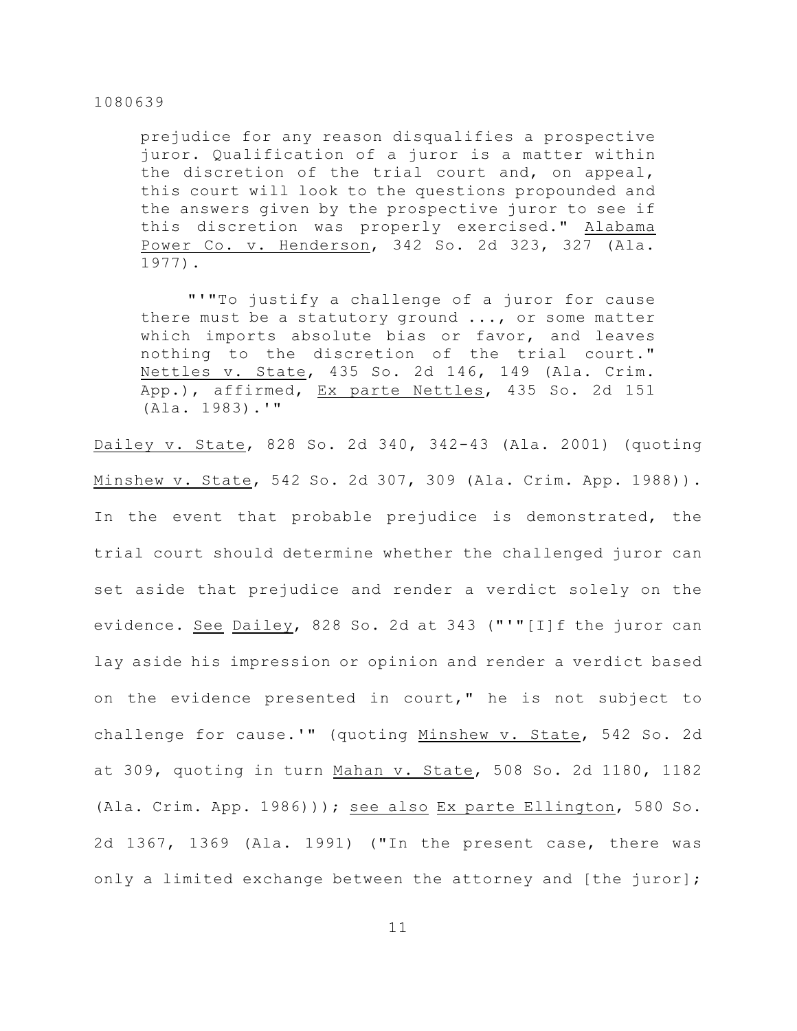> prejudice for any reason disqualifies a prospective juror. Qualification of a juror is a matter within the discretion of the trial court and, on appeal, this court will look to the questions propounded and the answers given by the prospective juror to see if this discretion was properly exercised." Alabama Power Co. v. Henderson, 342 So. 2d 323, 327 (Ala. 1977).
>
> "'"To justify a challenge of a juror for cause there must be a statutory ground ..., or some matter which imports absolute bias or favor, and leaves nothing to the discretion of the trial court." Nettles v. State, 435 So. 2d 146, 149 (Ala. Crim. App.), affirmed, Ex parte Nettles, 435 So. 2d 151 (Ala. 1983).'"

Dailey v. State, 828 So. 2d 340, 342-43 (Ala. 2001) (quoting Minshew v. State, 542 So. 2d 307, 309 (Ala. Crim. App. 1988)). In the event that probable prejudice is demonstrated, the trial court should determine whether the challenged juror can set aside that prejudice and render a verdict solely on the evidence. See Dailey, 828 So. 2d at 343 ("'"[I]f the juror can lay aside his impression or opinion and render a verdict based on the evidence presented in court," he is not subject to challenge for cause.'" (quoting Minshew v. State, 542 So. 2d at 309, quoting in turn Mahan v. State, 508 So. 2d 1180, 1182 (Ala. Crim. App. 1986))); see also Ex parte Ellington, 580 So. 2d 1367, 1369 (Ala. 1991) ("In the present case, there was only a limited exchange between the attorney and [the juror];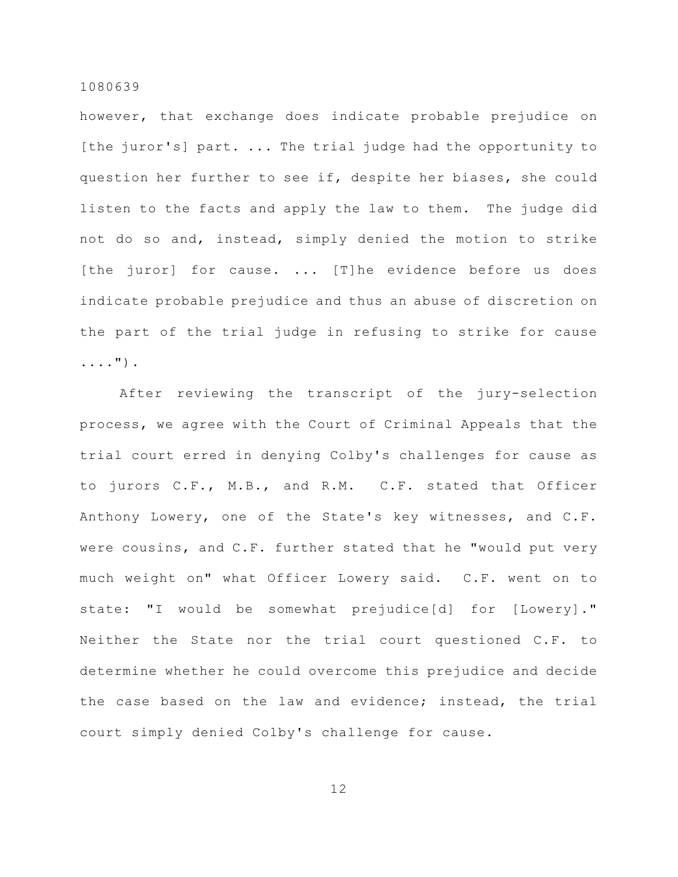however, that exchange does indicate probable prejudice on [the juror's] part. ... The trial judge had the opportunity to question her further to see if, despite her biases, she could listen to the facts and apply the law to them. The judge did not do so and, instead, simply denied the motion to strike [the juror] for cause. ... [T]he evidence before us does indicate probable prejudice and thus an abuse of discretion on the part of the trial judge in refusing to strike for cause ....").

After reviewing the transcript of the jury-selection process, we agree with the Court of Criminal Appeals that the trial court erred in denying Colby's challenges for cause as to jurors C.F., M.B., and R.M. C.F. stated that Officer Anthony Lowery, one of the State's key witnesses, and C.F. were cousins, and C.F. further stated that he "would put very much weight on" what Officer Lowery said. C.F. went on to state: "I would be somewhat prejudice[d] for [Lowery]." Neither the State nor the trial court questioned C.F. to determine whether he could overcome this prejudice and decide the case based on the law and evidence; instead, the trial court simply denied Colby's challenge for cause.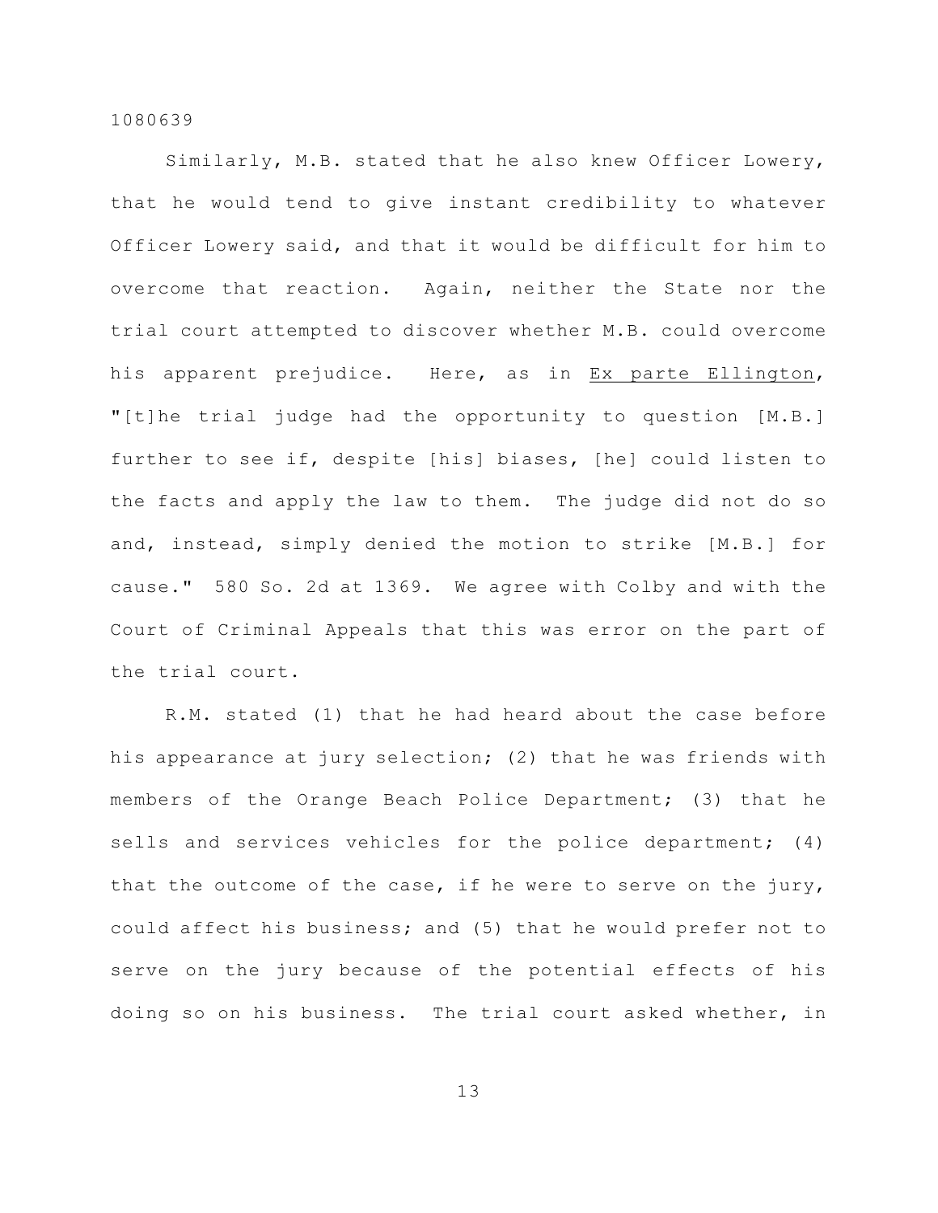Similarly, M.B. stated that he also knew Officer Lowery, that he would tend to give instant credibility to whatever Officer Lowery said, and that it would be difficult for him to overcome that reaction. Again, neither the State nor the trial court attempted to discover whether M.B. could overcome his apparent prejudice. Here, as in Ex parte Ellington, "[t]he trial judge had the opportunity to question [M.B.] further to see if, despite [his] biases, [he] could listen to the facts and apply the law to them. The judge did not do so and, instead, simply denied the motion to strike [M.B.] for cause." 580 So. 2d at 1369. We agree with Colby and with the Court of Criminal Appeals that this was error on the part of the trial court.

R.M. stated (1) that he had heard about the case before his appearance at jury selection; (2) that he was friends with members of the Orange Beach Police Department; (3) that he sells and services vehicles for the police department; (4) that the outcome of the case, if he were to serve on the jury, could affect his business; and (5) that he would prefer not to serve on the jury because of the potential effects of his doing so on his business. The trial court asked whether, in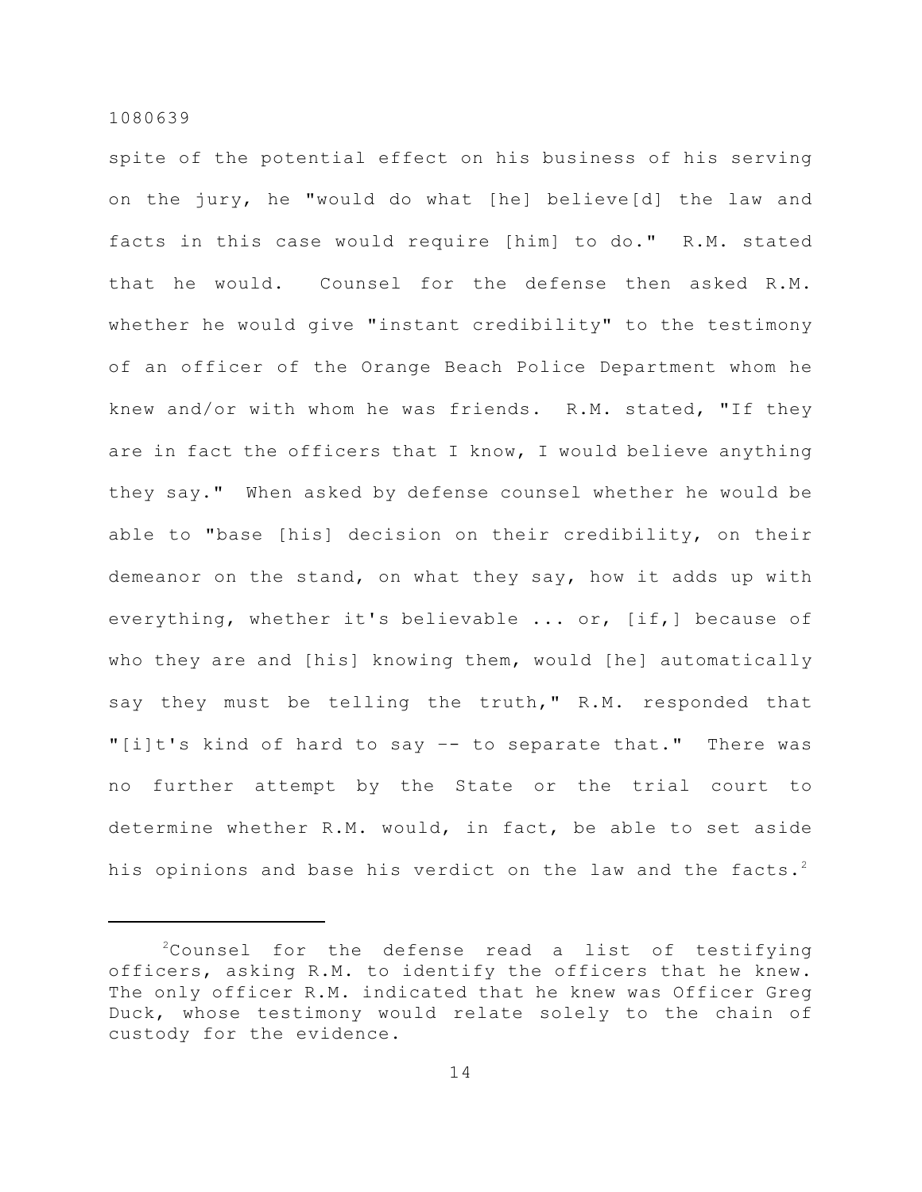spite of the potential effect on his business of his serving on the jury, he "would do what [he] believe[d] the law and facts in this case would require [him] to do." R.M. stated that he would. Counsel for the defense then asked R.M. whether he would give "instant credibility" to the testimony of an officer of the Orange Beach Police Department whom he knew and/or with whom he was friends. R.M. stated, "If they are in fact the officers that I know, I would believe anything they say." When asked by defense counsel whether he would be able to "base [his] decision on their credibility, on their demeanor on the stand, on what they say, how it adds up with everything, whether it's believable ... or, [if,] because of who they are and [his] knowing them, would [he] automatically say they must be telling the truth," R.M. responded that "[i]t's kind of hard to say -- to separate that." There was no further attempt by the State or the trial court to determine whether R.M. would, in fact, be able to set aside his opinions and base his verdict on the law and the facts.[2]

---

[2]Counsel for the defense read a list of testifying officers, asking R.M. to identify the officers that he knew. The only officer R.M. indicated that he knew was Officer Greg Duck, whose testimony would relate solely to the chain of custody for the evidence.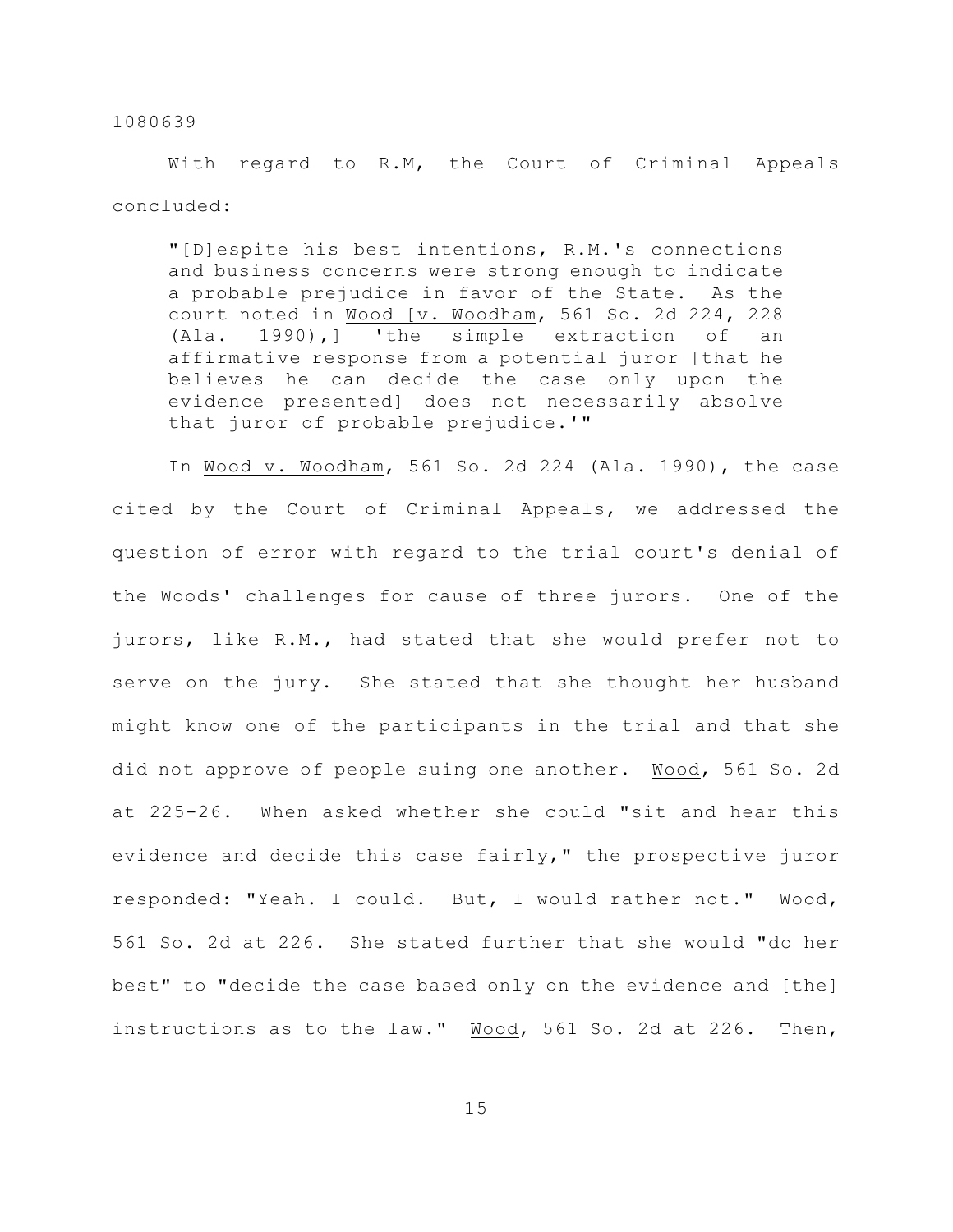With regard to R.M, the Court of Criminal Appeals concluded:

> "[D]espite his best intentions, R.M.'s connections and business concerns were strong enough to indicate a probable prejudice in favor of the State. As the court noted in Wood [v. Woodham, 561 So. 2d 224, 228 (Ala. 1990),] 'the simple extraction of an affirmative response from a potential juror [that he believes he can decide the case only upon the evidence presented] does not necessarily absolve that juror of probable prejudice.'"

In Wood v. Woodham, 561 So. 2d 224 (Ala. 1990), the case cited by the Court of Criminal Appeals, we addressed the question of error with regard to the trial court's denial of the Woods' challenges for cause of three jurors. One of the jurors, like R.M., had stated that she would prefer not to serve on the jury. She stated that she thought her husband might know one of the participants in the trial and that she did not approve of people suing one another. Wood, 561 So. 2d at 225-26. When asked whether she could "sit and hear this evidence and decide this case fairly," the prospective juror responded: "Yeah. I could. But, I would rather not." Wood, 561 So. 2d at 226. She stated further that she would "do her best" to "decide the case based only on the evidence and [the] instructions as to the law." Wood, 561 So. 2d at 226. Then,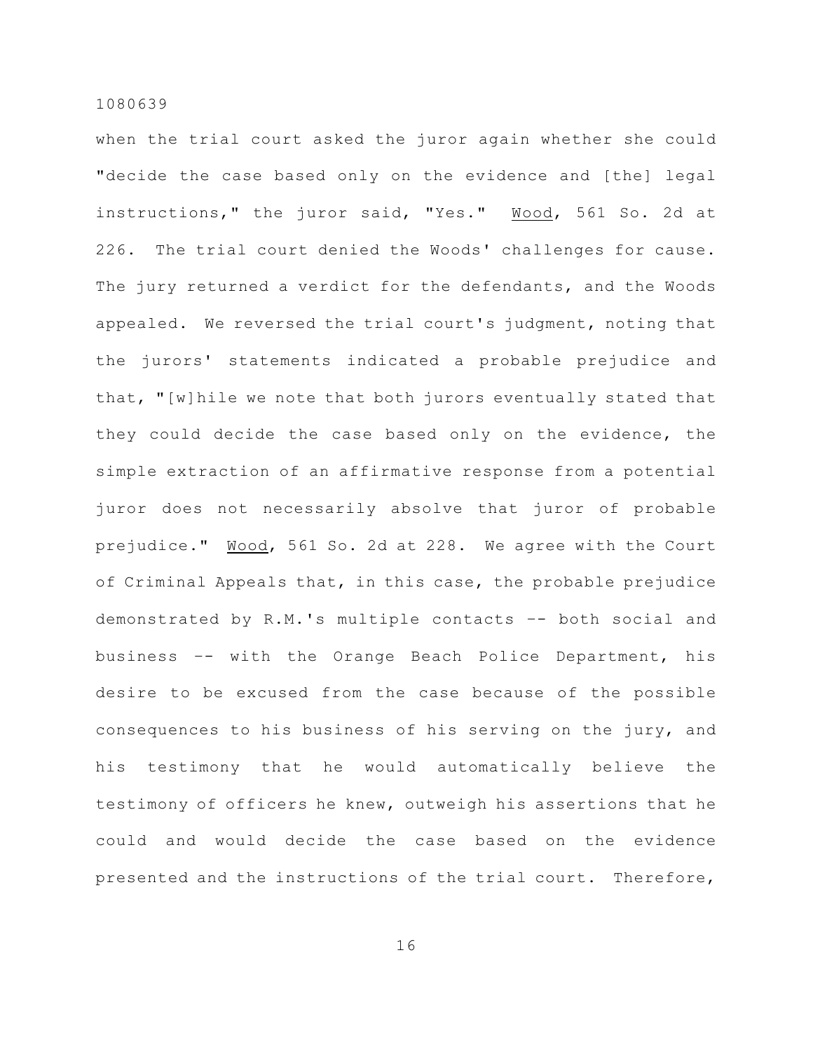when the trial court asked the juror again whether she could "decide the case based only on the evidence and [the] legal instructions," the juror said, "Yes." Wood, 561 So. 2d at 226. The trial court denied the Woods' challenges for cause. The jury returned a verdict for the defendants, and the Woods appealed. We reversed the trial court's judgment, noting that the jurors' statements indicated a probable prejudice and that, "[w]hile we note that both jurors eventually stated that they could decide the case based only on the evidence, the simple extraction of an affirmative response from a potential juror does not necessarily absolve that juror of probable prejudice." Wood, 561 So. 2d at 228. We agree with the Court of Criminal Appeals that, in this case, the probable prejudice demonstrated by R.M.'s multiple contacts -- both social and business -- with the Orange Beach Police Department, his desire to be excused from the case because of the possible consequences to his business of his serving on the jury, and his testimony that he would automatically believe the testimony of officers he knew, outweigh his assertions that he could and would decide the case based on the evidence presented and the instructions of the trial court. Therefore,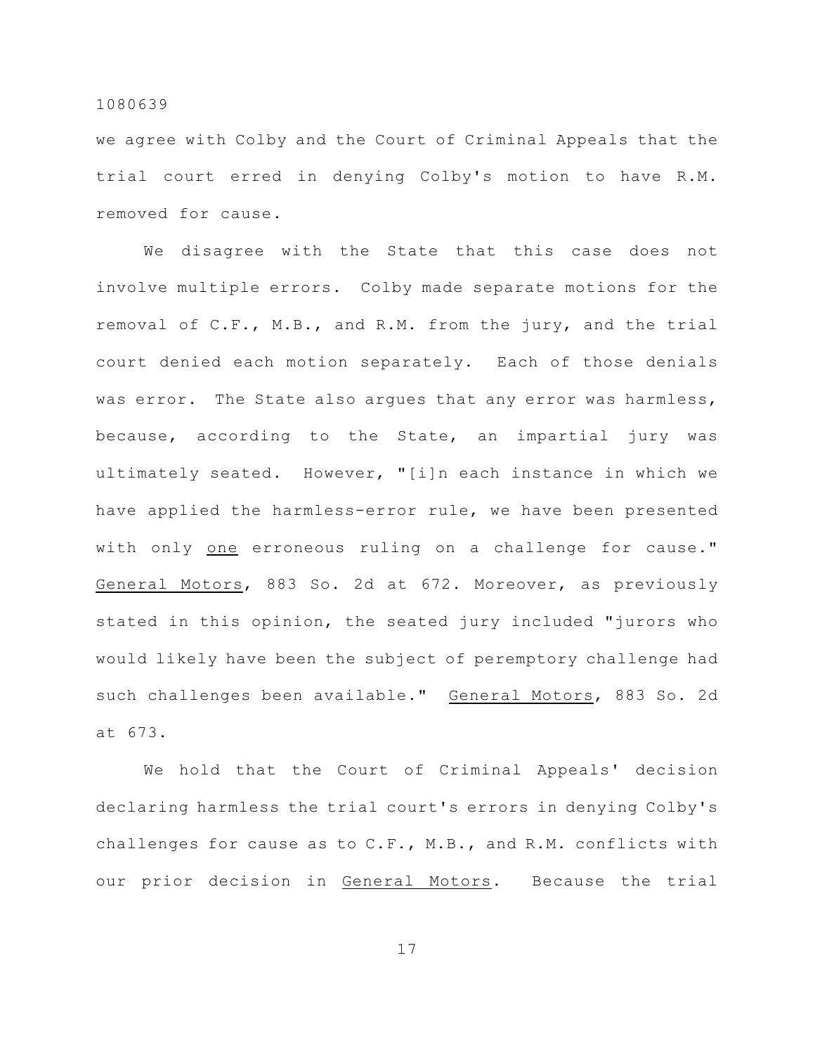we agree with Colby and the Court of Criminal Appeals that the trial court erred in denying Colby's motion to have R.M. removed for cause.

We disagree with the State that this case does not involve multiple errors. Colby made separate motions for the removal of C.F., M.B., and R.M. from the jury, and the trial court denied each motion separately. Each of those denials was error. The State also argues that any error was harmless, because, according to the State, an impartial jury was ultimately seated. However, "[i]n each instance in which we have applied the harmless-error rule, we have been presented with only <u>one</u> erroneous ruling on a challenge for cause." <u>General Motors</u>, 883 So. 2d at 672. Moreover, as previously stated in this opinion, the seated jury included "jurors who would likely have been the subject of peremptory challenge had such challenges been available." <u>General Motors</u>, 883 So. 2d at 673.

We hold that the Court of Criminal Appeals' decision declaring harmless the trial court's errors in denying Colby's challenges for cause as to C.F., M.B., and R.M. conflicts with our prior decision in <u>General Motors</u>. Because the trial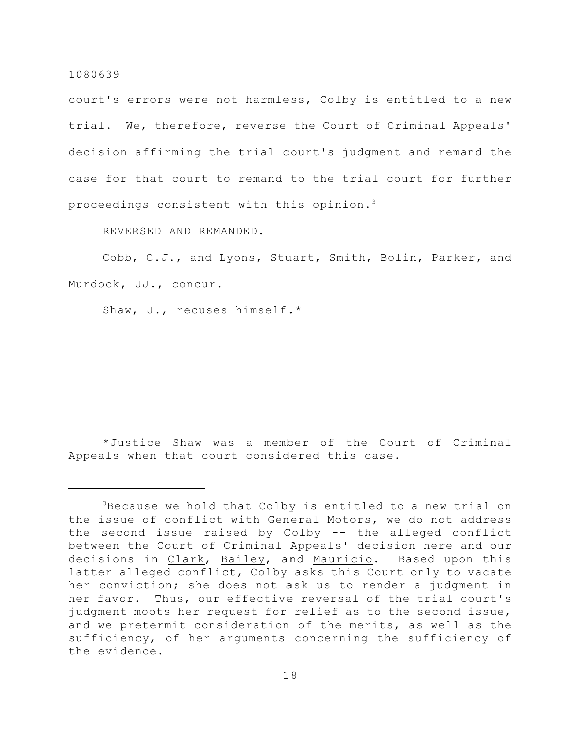court's errors were not harmless, Colby is entitled to a new trial. We, therefore, reverse the Court of Criminal Appeals' decision affirming the trial court's judgment and remand the case for that court to remand to the trial court for further proceedings consistent with this opinion.[3]

REVERSED AND REMANDED.

Cobb, C.J., and Lyons, Stuart, Smith, Bolin, Parker, and Murdock, JJ., concur.

Shaw, J., recuses himself.*

*Justice Shaw was a member of the Court of Criminal Appeals when that court considered this case.

---

[3]Because we hold that Colby is entitled to a new trial on the issue of conflict with General Motors, we do not address the second issue raised by Colby -- the alleged conflict between the Court of Criminal Appeals' decision here and our decisions in Clark, Bailey, and Mauricio. Based upon this latter alleged conflict, Colby asks this Court only to vacate her conviction; she does not ask us to render a judgment in her favor. Thus, our effective reversal of the trial court's judgment moots her request for relief as to the second issue, and we pretermit consideration of the merits, as well as the sufficiency, of her arguments concerning the sufficiency of the evidence.